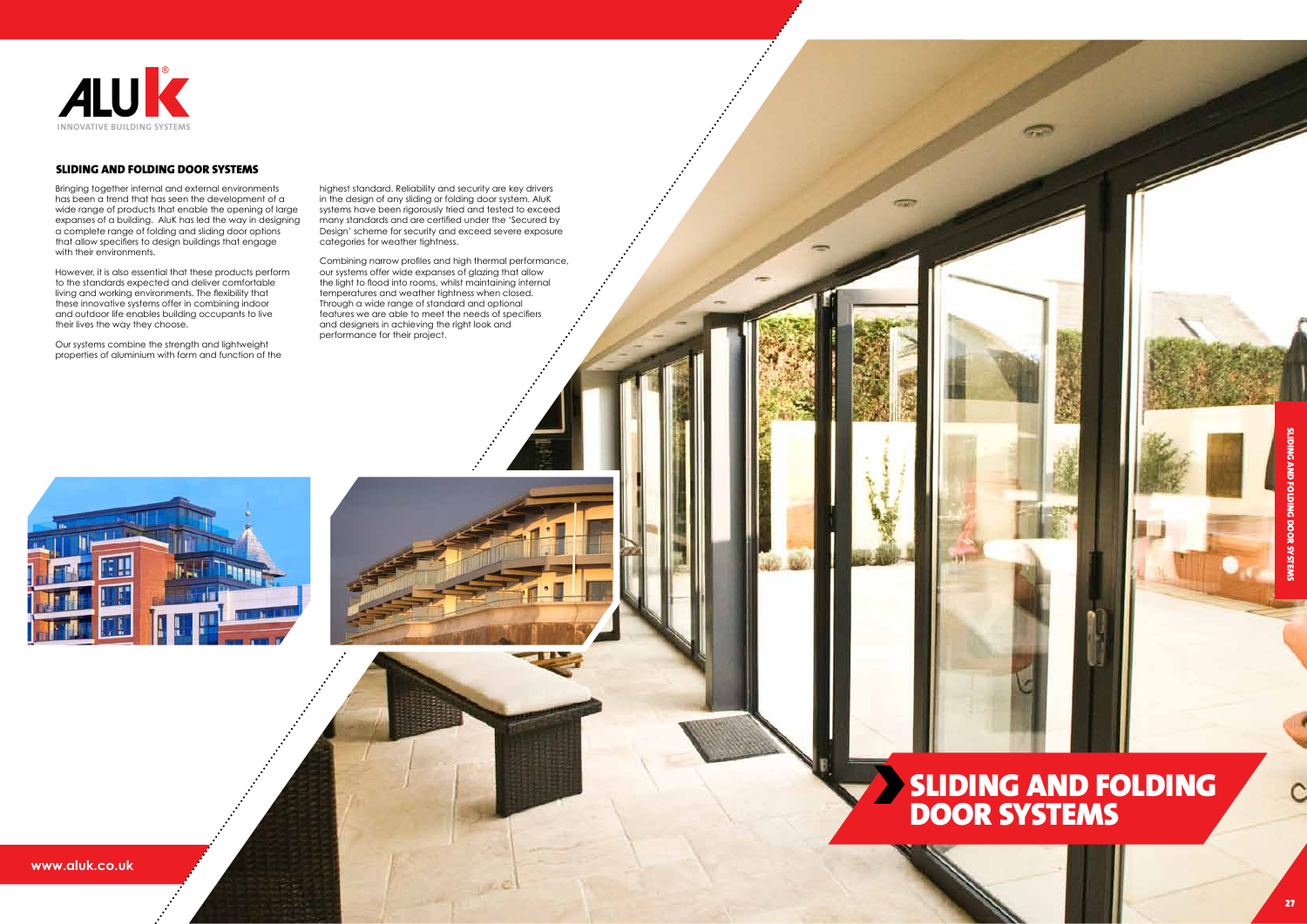# SLIDING AND FOLDING DOOR SYSTEMS

Bringing together internal and external environments has been a trend that has seen the development of a wide range of products that enable the opening of large expanses of a building. AluK has led the way in designing a complete range of folding and sliding door options that allow specifiers to design buildings that engage with their environments.

However, it is also essential that these products perform to the standards expected and deliver comfortable living and working environments. The flexibility that these innovative systems offer in combining indoor and outdoor life enables building occupants to live their lives the way they choose.

Our systems combine the strength and lightweight properties of aluminium with form and function of the highest standard. Reliability and security are key drivers in the design of any sliding or folding door system. AluK systems have been rigorously tried and tested to exceed many standards and are certified under the 'Secured by Design' scheme for security and exceed severe exposure categories for weather tightness.

Combining narrow profiles and high thermal performance, our systems offer wide expanses of glazing that allow the light to flood into rooms, whilst maintaining internal temperatures and weather tightness when closed. Through a wide range of standard and optional features we are able to meet the needs of specifiers and designers in achieving the right look and performance for their project.

## SLIDING AND FOLDING DOOR SYSTEMS

www.aluk.co.uk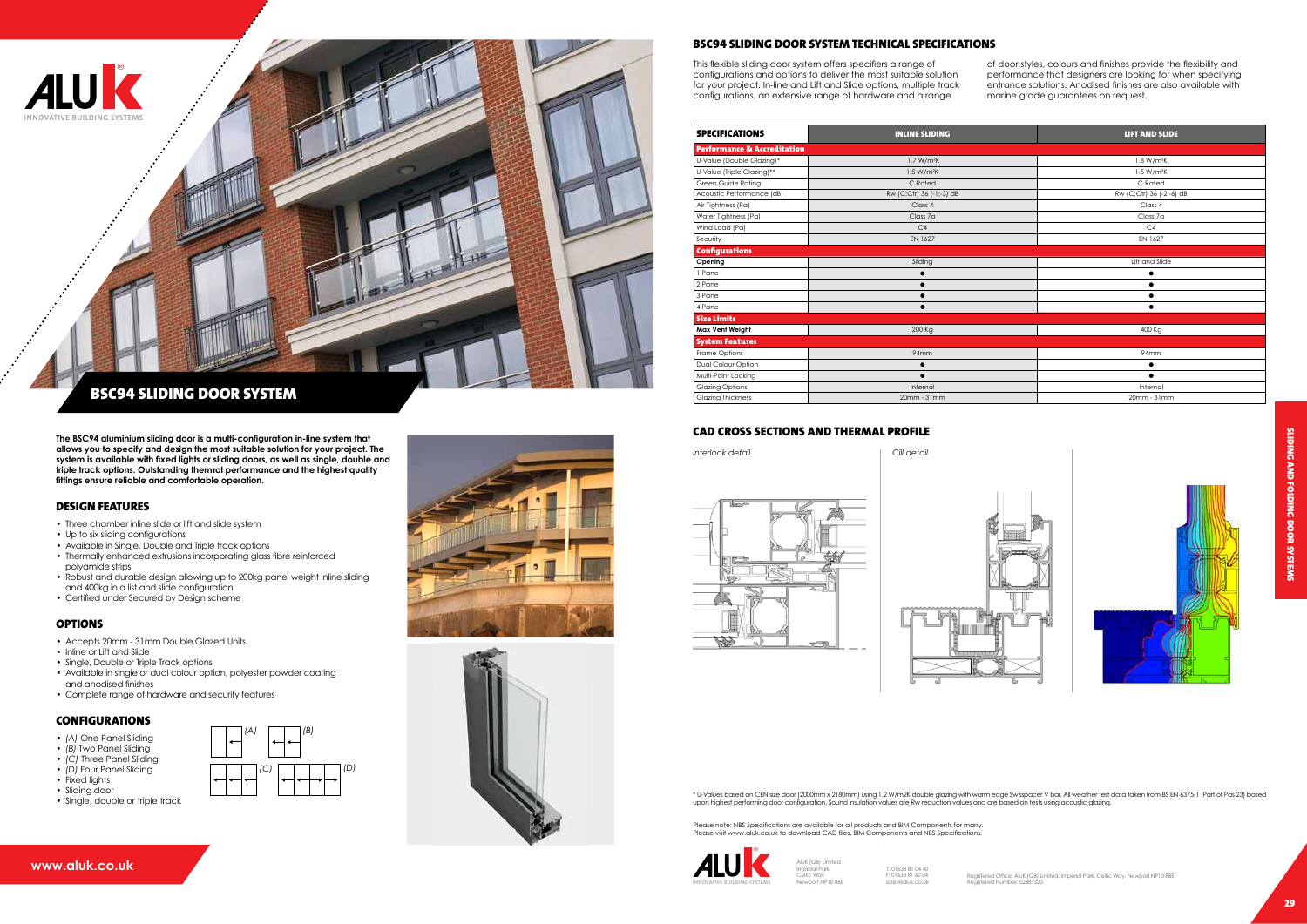# BSC94 SLIDING DOOR SYSTEM

**The BSC94 aluminium sliding door is a multi-configuration in-line system that allows you to specify and design the most suitable solution for your project. The system is available with fixed lights or sliding doors, as well as single, double and triple track options. Outstanding thermal performance and the highest quality fittings ensure reliable and comfortable operation.**

## DESIGN FEATURES

- Three chamber inline slide or lift and slide system
- Up to six sliding configurations
- Available in Single, Double and Triple track options
- Thermally enhanced extrusions incorporating glass fibre reinforced polyamide strips
- Robust and durable design allowing up to 200kg panel weight inline sliding and 400kg in a list and slide configuration
- Certified under Secured by Design scheme

## OPTIONS

- Accepts 20mm - 31mm Double Glazed Units
- Inline or Lift and Slide
- Single, Double or Triple Track options
- Available in single or dual colour option, polyester powder coating and anodised finishes
- Complete range of hardware and security features

## CONFIGURATIONS

- *(A)* One Panel Sliding
- *(B)* Two Panel Sliding
- *(C)* Three Panel Sliding
- *(D)* Four Panel Sliding
- Fixed lights
- Sliding door
- Single, double or triple track

## BSC94 SLIDING DOOR SYSTEM TECHNICAL SPECIFICATIONS

This flexible sliding door system offers specifiers a range of configurations and options to deliver the most suitable solution for your project. In-line and Lift and Slide options, multiple track configurations, an extensive range of hardware and a range of door styles, colours and finishes provide the flexibility and performance that designers are looking for when specifying entrance solutions. Anodised finishes are also available with marine grade guarantees on request.

| SPECIFICATIONS | INLINE SLIDING | LIFT AND SLIDE |
|---|---|---|
| **Performance & Accreditation** | | |
| U-Value (Double Glazing)* | 1.7 W/m²K | 1.8 W/m²K |
| U-Value (Triple Glazing)** | 1.5 W/m²K | 1.5 W/m²K |
| Green Guide Rating | C Rated | C Rated |
| Acoustic Performance (dB) | Rw (C;Ctr) 36 (-1;-3) dB | Rw (C;Ctr) 36 (-2;-6) dB |
| Air Tightness (Pa) | Class 4 | Class 4 |
| Water Tightness (Pa) | Class 7a | Class 7a |
| Wind Load (Pa) | C4 | C4 |
| Security | EN 1627 | EN 1627 |
| **Configurations** | | |
| **Opening** | Sliding | Lift and Slide |
| 1 Pane | ● | ● |
| 2 Pane | ● | ● |
| 3 Pane | ● | ● |
| 4 Pane | ● | ● |
| **Size Limits** | | |
| **Max Vent Weight** | 200 Kg | 400 Kg |
| **System Features** | | |
| Frame Options | 94mm | 94mm |
| Dual Colour Option | ● | ● |
| Multi-Point Locking | ● | ● |
| Glazing Options | Internal | Internal |
| Glazing Thickness | 20mm - 31mm | 20mm - 31mm |

## CAD CROSS SECTIONS AND THERMAL PROFILE

*Interlock detail*

*Cill detail*

* U-Values based on CEN size door (2000mm x 2180mm) using 1.2 W/m2K double glazing with warm edge Swisspacer V bar. All weather test data taken from BS EN 6375-1 (Part of Pas 23) based upon highest performing door configuration. Sound insulation values are Rw reduction values and are based on tests using acoustic glazing.

Please note: NBS Specifications are available for all products and BIM Components for many.
Please visit www.aluk.co.uk to download CAD files, BIM Components and NBS Specifications.

AluK (GB) Limited
Imperial Park
Celtic Way
Newport NP10 8BE

T: 01633 81 04 40
F: 01633 81 60 04
sales@aluk.co.uk

Registered Office: AluK (GB) Limited, Imperial Park, Celtic Way, Newport NP10 8BE
Registered Number: 02881320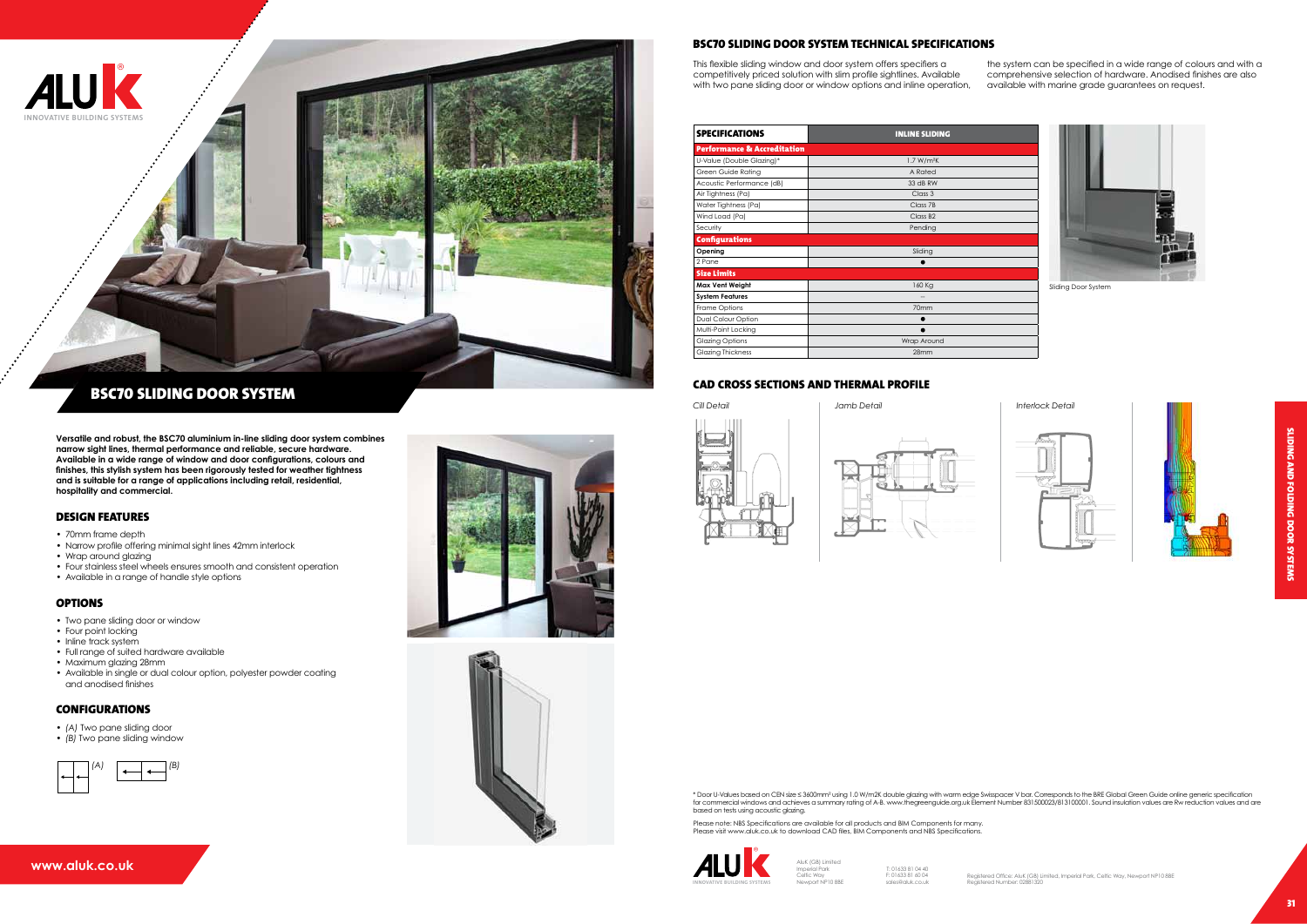# BSC70 SLIDING DOOR SYSTEM

**Versatile and robust, the BSC70 aluminium in-line sliding door system combines narrow sight lines, thermal performance and reliable, secure hardware. Available in a wide range of window and door configurations, colours and finishes, this stylish system has been rigorously tested for weather tightness and is suitable for a range of applications including retail, residential, hospitality and commercial.**

## DESIGN FEATURES

- 70mm frame depth
- Narrow profile offering minimal sight lines 42mm interlock
- Wrap around glazing
- Four stainless steel wheels ensures smooth and consistent operation
- Available in a range of handle style options

## OPTIONS

- Two pane sliding door or window
- Four point locking
- Inline track system
- Full range of suited hardware available
- Maximum glazing 28mm
- Available in single or dual colour option, polyester powder coating and anodised finishes

## CONFIGURATIONS

- *(A)* Two pane sliding door
- *(B)* Two pane sliding window

(A) (B)

## BSC70 SLIDING DOOR SYSTEM TECHNICAL SPECIFICATIONS

This flexible sliding window and door system offers specifiers a competitively priced solution with slim profile sightlines. Available with two pane sliding door or window options and inline operation, the system can be specified in a wide range of colours and with a comprehensive selection of hardware. Anodised finishes are also available with marine grade guarantees on request.

| SPECIFICATIONS | INLINE SLIDING |
|---|---|
| **Performance & Accreditation** | |
| U-Value (Double Glazing)* | 1.7 W/m²K |
| Green Guide Rating | A Rated |
| Acoustic Performance (dB) | 33 dB RW |
| Air Tightness (Pa) | Class 3 |
| Water Tightness (Pa) | Class 7B |
| Wind Load (Pa) | Class B2 |
| Security | Pending |
| **Configurations** | |
| **Opening** | Sliding |
| 2 Pane | ● |
| **Size Limits** | |
| **Max Vent Weight** | 160 Kg |
| **System Features** | – |
| Frame Options | 70mm |
| Dual Colour Option | ● |
| Multi-Point Locking | ● |
| Glazing Options | Wrap Around |
| Glazing Thickness | 28mm |

Sliding Door System

## CAD CROSS SECTIONS AND THERMAL PROFILE

*Cill Detail*

*Jamb Detail*

*Interlock Detail*

\* Door U-Values based on CEN size ≤ 3600mm² using 1.0 W/m2K double glazing with warm edge Swisspacer V bar. Corresponds to the BRE Global Green Guide online generic specification for commercial windows and achieves a summary rating of A-B. www.thegreenguide.org.uk Element Number 815100023/813100001. Sound insulation values are Rw reduction values and are based on tests using acoustic glazing.

Please note: NBS Specifications are available for all products and BIM Components for many. Please visit www.aluk.co.uk to download CAD files, BIM Components and NBS Specifications.

AluK (GB) Limited
Imperial Park
Celtic Way
Newport NP10 8BE

T: 01633 81 04 40
F: 01633 81 60 04
sales@aluk.co.uk

Registered Office: AluK (GB) Limited, Imperial Park, Celtic Way, Newport NP10 8BE
Registered Number: 02881320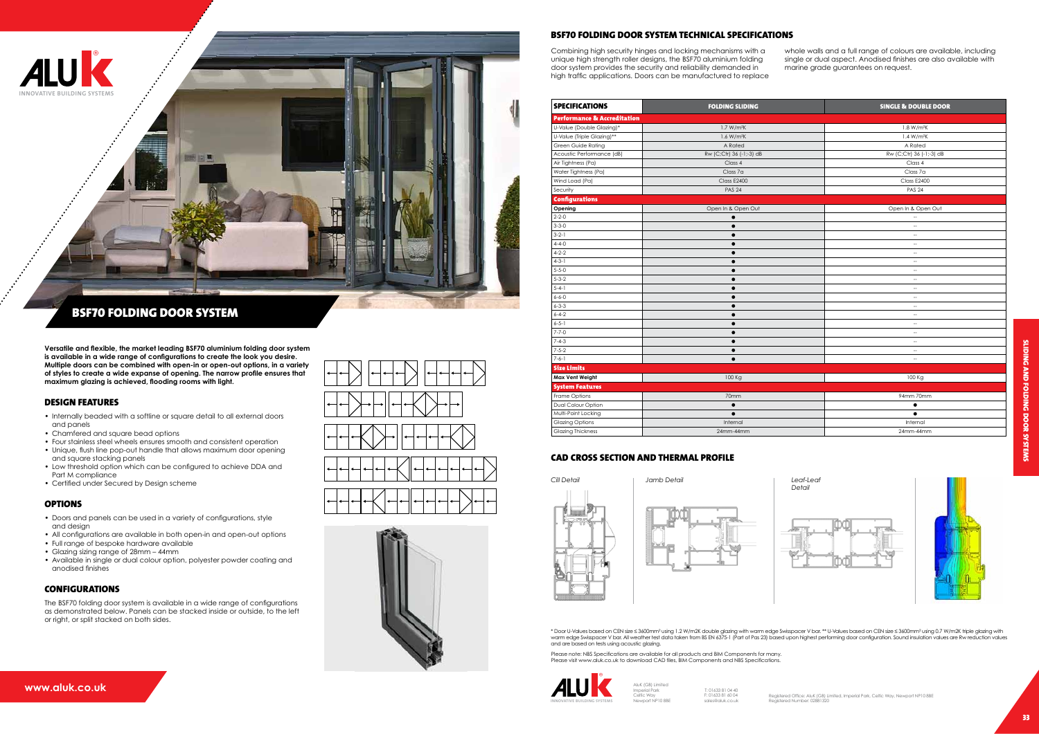# BSF70 FOLDING DOOR SYSTEM

**Versatile and flexible, the market leading BSF70 aluminium folding door system is available in a wide range of configurations to create the look you desire. Multiple doors can be combined with open-in or open-out options, in a variety of styles to create a wide expanse of opening. The narrow profile ensures that maximum glazing is achieved, flooding rooms with light.**

## DESIGN FEATURES

- Internally beaded with a softline or square detail to all external doors and panels
- Chamfered and square bead options
- Four stainless steel wheels ensures smooth and consistent operation
- Unique, flush line pop-out handle that allows maximum door opening and square stacking panels
- Low threshold option which can be configured to achieve DDA and Part M compliance
- Certified under Secured by Design scheme

## OPTIONS

- Doors and panels can be used in a variety of configurations, style and design
- All configurations are available in both open-in and open-out options
- Full range of bespoke hardware available
- Glazing sizing range of 28mm – 44mm
- Available in single or dual colour option, polyester powder coating and anodised finishes

## CONFIGURATIONS

The BSF70 folding door system is available in a wide range of configurations as demonstrated below. Panels can be stacked inside or outside, to the left or right, or split stacked on both sides.

## BSF70 FOLDING DOOR SYSTEM TECHNICAL SPECIFICATIONS

Combining high security hinges and locking mechanisms with a unique high strength roller designs, the BSF70 aluminium folding door system provides the security and reliability demanded in high traffic applications. Doors can be manufactured to replace whole walls and a full range of colours are available, including single or dual aspect. Anodised finishes are also available with marine grade guarantees on request.

| SPECIFICATIONS | FOLDING SLIDING | SINGLE & DOUBLE DOOR |
|---|---|---|
| **Performance & Accreditation** | | |
| U-Value (Double Glazing)* | 1.7 W/m²K | 1.8 W/m²K |
| U-Value (Triple Glazing)** | 1.6 W/m²K | 1.4 W/m²K |
| Green Guide Rating | A Rated | A Rated |
| Acoustic Performance (dB) | Rw (C;Ctr) 36 (-1;-3) dB | Rw (C;Ctr) 36 (-1;-3) dB |
| Air Tightness (Pa) | Class 4 | Class 4 |
| Water Tightness (Pa) | Class 7a | Class 7a |
| Wind Load (Pa) | Class E2400 | Class E2400 |
| Security | PAS 24 | PAS 24 |
| **Configurations** | | |
| **Opening** | Open In & Open Out | Open In & Open Out |
| 2-2-0 | ● | – |
| 3-3-0 | ● | – |
| 3-2-1 | ● | – |
| 4-4-0 | ● | – |
| 4-2-2 | ● | – |
| 4-3-1 | ● | – |
| 5-5-0 | ● | – |
| 5-3-2 | ● | – |
| 5-4-1 | ● | – |
| 6-6-0 | ● | – |
| 6-3-3 | ● | – |
| 6-4-2 | ● | – |
| 6-5-1 | ● | – |
| 7-7-0 | ● | – |
| 7-4-3 | ● | – |
| 7-5-2 | ● | – |
| 7-6-1 | ● | – |
| **Size Limits** | | |
| **Max Vent Weight** | 100 Kg | 100 Kg |
| **System Features** | | |
| Frame Options | 70mm | 94mm 70mm |
| Dual Colour Option | ● | ● |
| Multi-Point Locking | ● | ● |
| Glazing Options | Internal | Internal |
| Glazing Thickness | 24mm-44mm | 24mm-44mm |

## CAD CROSS SECTION AND THERMAL PROFILE

*Cill Detail*

*Jamb Detail*

*Leaf-Leaf Detail*

\* Door U-Values based on CEN size ≤ 3600mm² using 1.2 W/m2K double glazing with warm edge Swisspacer V bar. ** U-Values based on CEN size ≤ 3600mm² using 0.7 W/m2K triple glazing with warm edge Swisspacer V bar. All weather test data taken from BS EN 6375-1 (Part of Pas 23) based upon highest performing door configuration. Sound insulation values are Rw reduction values and are based on tests using acoustic glazing.

Please note: NBS Specifications are available for all products and BIM Components for many.
Please visit www.aluk.co.uk to download CAD files, BIM Components and NBS Specifications.

AluK (GB) Limited
Imperial Park
Celtic Way
Newport NP10 8BE

T: 01633 81 04 40
F: 01633 81 60 04
sales@aluk.co.uk

Registered Office: AluK (GB) Limited, Imperial Park, Celtic Way, Newport NP10 8BE
Registered Number: 02881320

www.aluk.co.uk